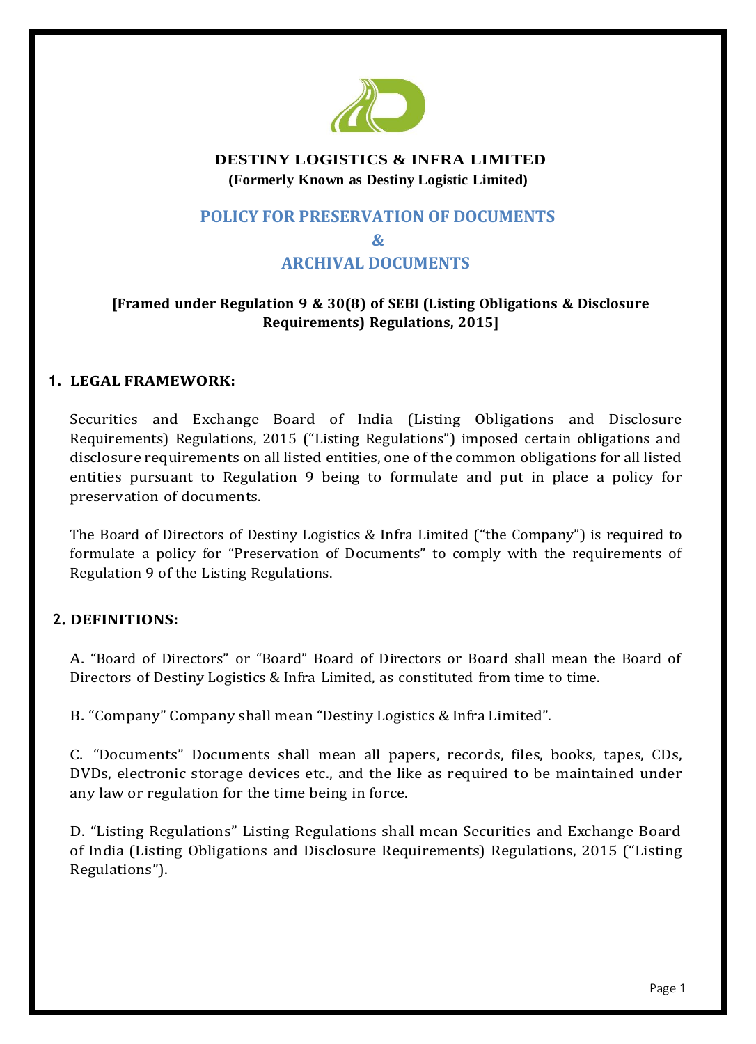**DESTINY LOGISTICS & INFRA LIMITED**
**(Formerly Known as Destiny Logistic Limited)**

# POLICY FOR PRESERVATION OF DOCUMENTS & ARCHIVAL DOCUMENTS

**[Framed under Regulation 9 & 30(8) of SEBI (Listing Obligations & Disclosure Requirements) Regulations, 2015]**

## 1. LEGAL FRAMEWORK:

Securities and Exchange Board of India (Listing Obligations and Disclosure Requirements) Regulations, 2015 ("Listing Regulations") imposed certain obligations and disclosure requirements on all listed entities, one of the common obligations for all listed entities pursuant to Regulation 9 being to formulate and put in place a policy for preservation of documents.

The Board of Directors of Destiny Logistics & Infra Limited ("the Company") is required to formulate a policy for "Preservation of Documents" to comply with the requirements of Regulation 9 of the Listing Regulations.

## 2. DEFINITIONS:

A. "Board of Directors" or "Board" Board of Directors or Board shall mean the Board of Directors of Destiny Logistics & Infra Limited, as constituted from time to time.

B. "Company" Company shall mean "Destiny Logistics & Infra Limited".

C. "Documents" Documents shall mean all papers, records, files, books, tapes, CDs, DVDs, electronic storage devices etc., and the like as required to be maintained under any law or regulation for the time being in force.

D. "Listing Regulations" Listing Regulations shall mean Securities and Exchange Board of India (Listing Obligations and Disclosure Requirements) Regulations, 2015 ("Listing Regulations").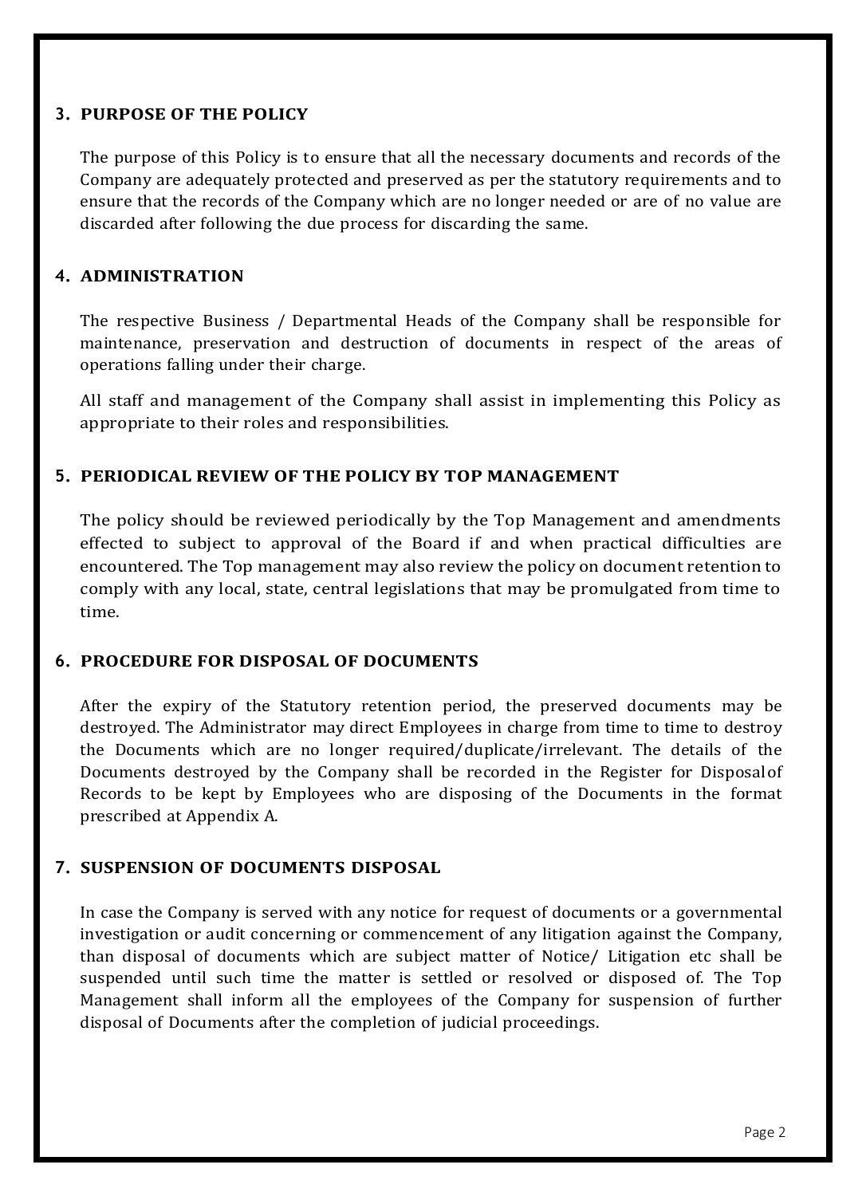## 3. PURPOSE OF THE POLICY

The purpose of this Policy is to ensure that all the necessary documents and records of the Company are adequately protected and preserved as per the statutory requirements and to ensure that the records of the Company which are no longer needed or are of no value are discarded after following the due process for discarding the same.

## 4. ADMINISTRATION

The respective Business / Departmental Heads of the Company shall be responsible for maintenance, preservation and destruction of documents in respect of the areas of operations falling under their charge.

All staff and management of the Company shall assist in implementing this Policy as appropriate to their roles and responsibilities.

## 5. PERIODICAL REVIEW OF THE POLICY BY TOP MANAGEMENT

The policy should be reviewed periodically by the Top Management and amendments effected to subject to approval of the Board if and when practical difficulties are encountered. The Top management may also review the policy on document retention to comply with any local, state, central legislations that may be promulgated from time to time.

## 6. PROCEDURE FOR DISPOSAL OF DOCUMENTS

After the expiry of the Statutory retention period, the preserved documents may be destroyed. The Administrator may direct Employees in charge from time to time to destroy the Documents which are no longer required/duplicate/irrelevant. The details of the Documents destroyed by the Company shall be recorded in the Register for Disposal of Records to be kept by Employees who are disposing of the Documents in the format prescribed at Appendix A.

## 7. SUSPENSION OF DOCUMENTS DISPOSAL

In case the Company is served with any notice for request of documents or a governmental investigation or audit concerning or commencement of any litigation against the Company, than disposal of documents which are subject matter of Notice/ Litigation etc shall be suspended until such time the matter is settled or resolved or disposed of. The Top Management shall inform all the employees of the Company for suspension of further disposal of Documents after the completion of judicial proceedings.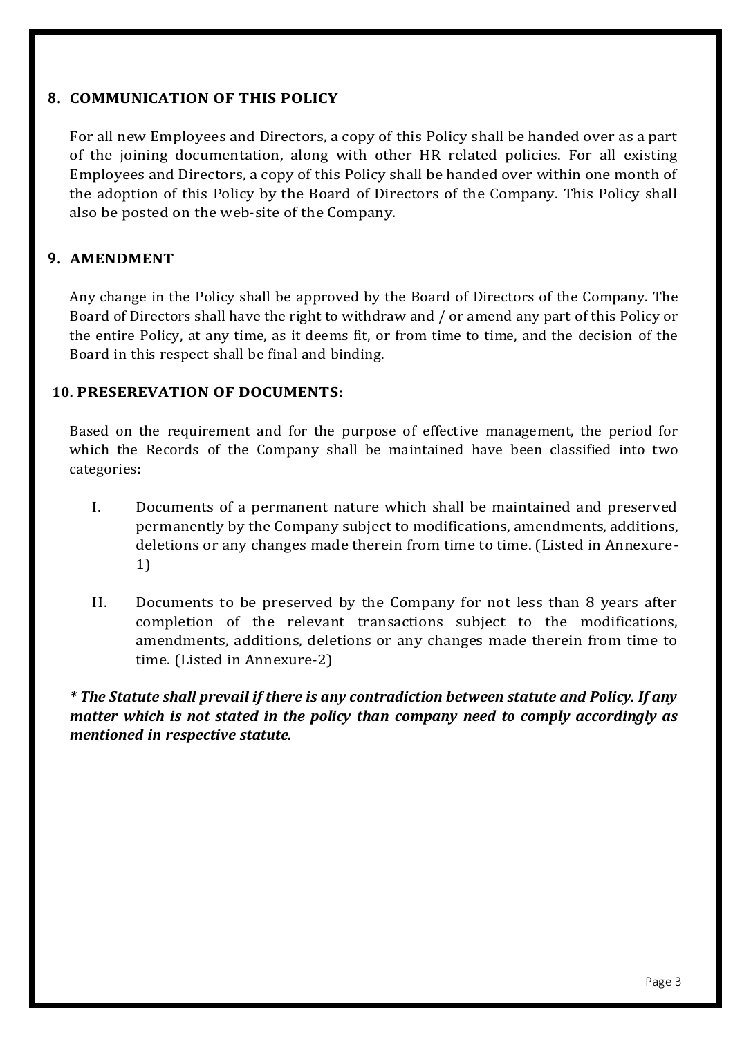## 8. COMMUNICATION OF THIS POLICY

For all new Employees and Directors, a copy of this Policy shall be handed over as a part of the joining documentation, along with other HR related policies. For all existing Employees and Directors, a copy of this Policy shall be handed over within one month of the adoption of this Policy by the Board of Directors of the Company. This Policy shall also be posted on the web-site of the Company.

## 9. AMENDMENT

Any change in the Policy shall be approved by the Board of Directors of the Company. The Board of Directors shall have the right to withdraw and / or amend any part of this Policy or the entire Policy, at any time, as it deems fit, or from time to time, and the decision of the Board in this respect shall be final and binding.

## 10. PRESEREVATION OF DOCUMENTS:

Based on the requirement and for the purpose of effective management, the period for which the Records of the Company shall be maintained have been classified into two categories:

I. Documents of a permanent nature which shall be maintained and preserved permanently by the Company subject to modifications, amendments, additions, deletions or any changes made therein from time to time. (Listed in Annexure-1)

II. Documents to be preserved by the Company for not less than 8 years after completion of the relevant transactions subject to the modifications, amendments, additions, deletions or any changes made therein from time to time. (Listed in Annexure-2)

***\* The Statute shall prevail if there is any contradiction between statute and Policy. If any matter which is not stated in the policy than company need to comply accordingly as mentioned in respective statute.***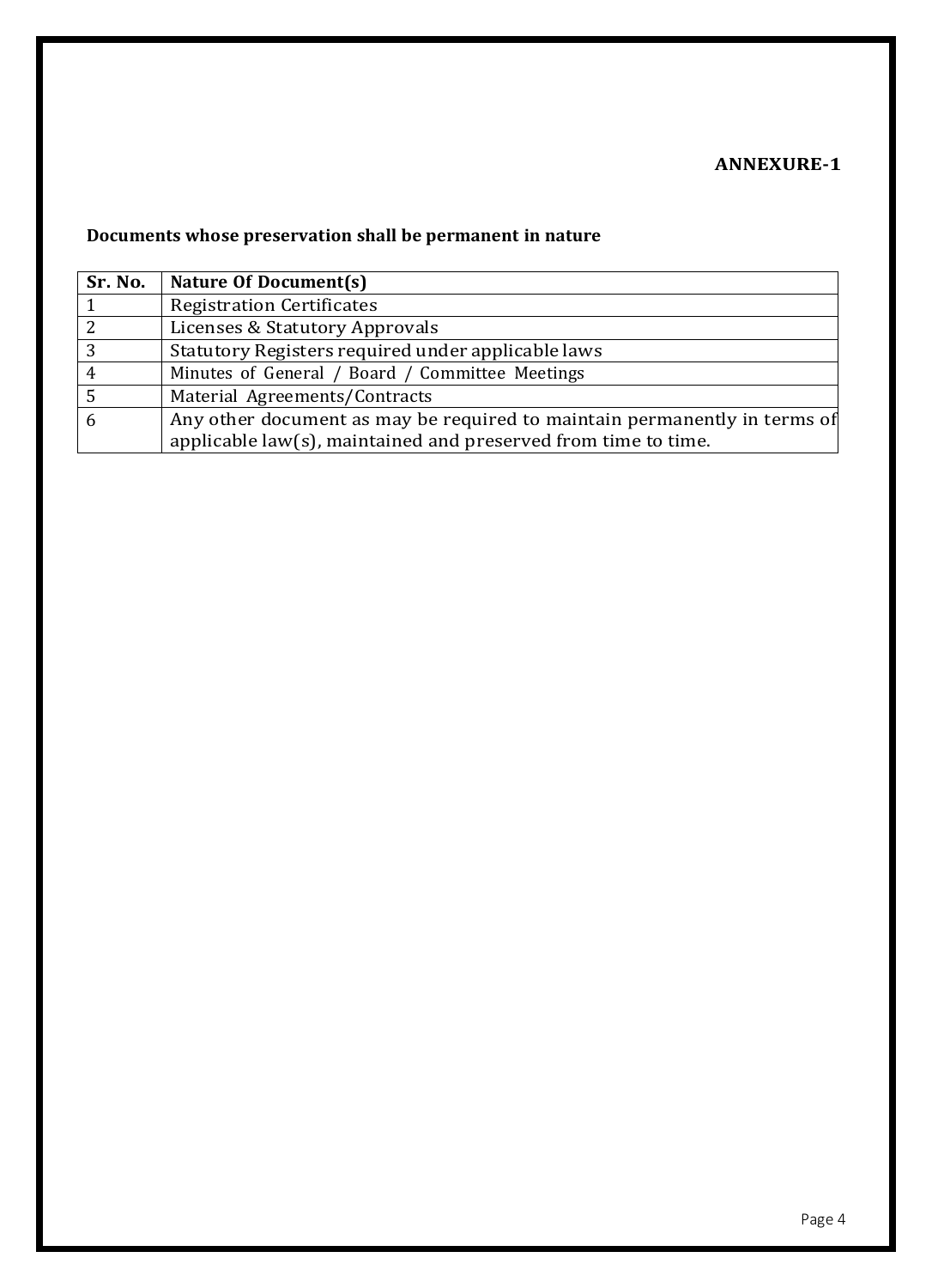**ANNEXURE-1**

**Documents whose preservation shall be permanent in nature**

| **Sr. No.** | **Nature Of Document(s)** |
|---|---|
| 1 | Registration Certificates |
| 2 | Licenses & Statutory Approvals |
| 3 | Statutory Registers required under applicable laws |
| 4 | Minutes of General / Board / Committee Meetings |
| 5 | Material Agreements/Contracts |
| 6 | Any other document as may be required to maintain permanently in terms of applicable law(s), maintained and preserved from time to time. |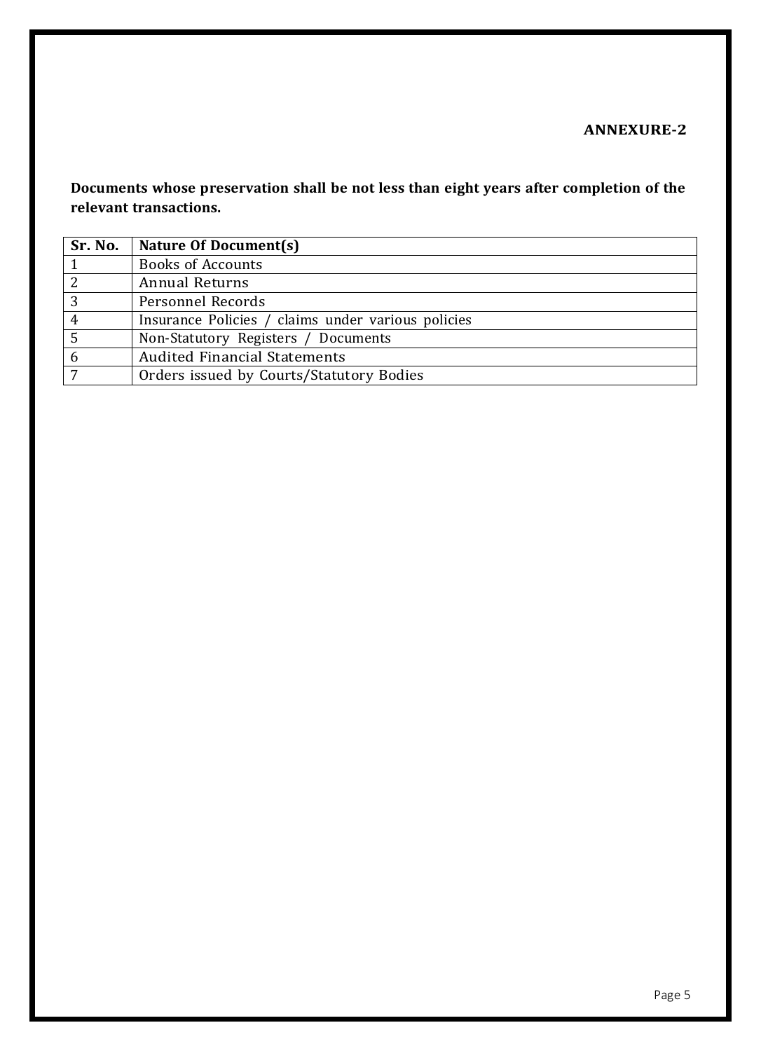**ANNEXURE-2**

**Documents whose preservation shall be not less than eight years after completion of the relevant transactions.**

| Sr. No. | Nature Of Document(s) |
| --- | --- |
| 1 | Books of Accounts |
| 2 | Annual Returns |
| 3 | Personnel Records |
| 4 | Insurance Policies / claims under various policies |
| 5 | Non-Statutory Registers / Documents |
| 6 | Audited Financial Statements |
| 7 | Orders issued by Courts/Statutory Bodies |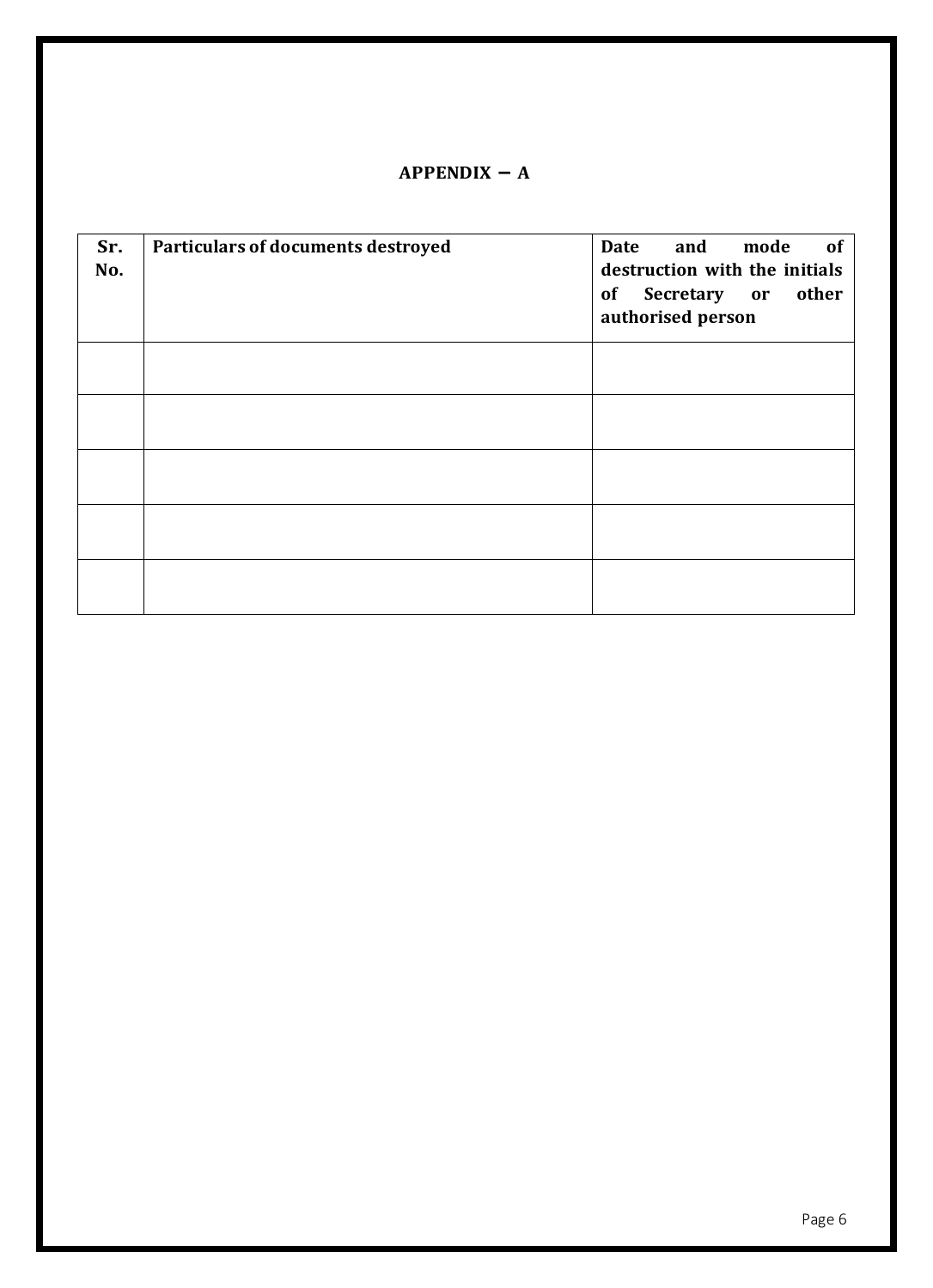## APPENDIX – A

| Sr. No. | Particulars of documents destroyed | Date and mode of destruction with the initials of Secretary or other authorised person |
|---|---|---|
| | | |
| | | |
| | | |
| | | |
| | | |